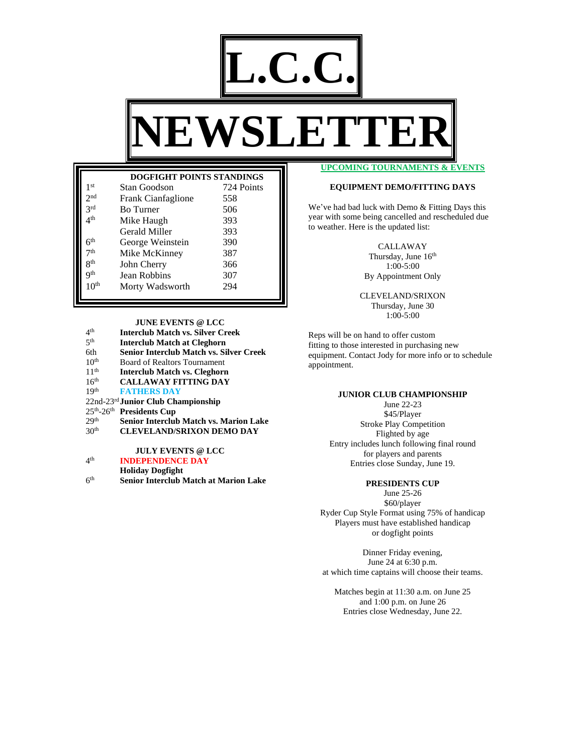# L.C.C.

# NEWSLETTER

**DOGFIGHT POINTS STANDINGS**

| Rank | Name | Points |
|---|---|---|
| 1st | Stan Goodson | 724 Points |
| 2nd | Frank Cianfaglione | 558 |
| 3rd | Bo Turner | 506 |
| 4th | Mike Haugh | 393 |
| | Gerald Miller | 393 |
| 6th | George Weinstein | 390 |
| 7th | Mike McKinney | 387 |
| 8th | John Cherry | 366 |
| 9th | Jean Robbins | 307 |
| 10th | Morty Wadsworth | 294 |

**JUNE EVENTS @ LCC**

- 4th **Interclub Match vs. Silver Creek**
- 5th **Interclub Match at Cleghorn**
- 6th **Senior Interclub Match vs. Silver Creek**
- 10th Board of Realtors Tournament
- 11th **Interclub Match vs. Cleghorn**
- 16th **CALLAWAY FITTING DAY**
- 19th **FATHERS DAY**
- 22nd-23rd **Junior Club Championship**
- 25th-26th **Presidents Cup**
- 29th **Senior Interclub Match vs. Marion Lake**
- 30th **CLEVELAND/SRIXON DEMO DAY**

**JULY EVENTS @ LCC**

- 4th **INDEPENDENCE DAY**
  **Holiday Dogfight**
- 6th **Senior Interclub Match at Marion Lake**

## UPCOMING TOURNAMENTS & EVENTS

### EQUIPMENT DEMO/FITTING DAYS

We've had bad luck with Demo & Fitting Days this year with some being cancelled and rescheduled due to weather. Here is the updated list:

CALLAWAY
Thursday, June 16th
1:00-5:00
By Appointment Only

CLEVELAND/SRIXON
Thursday, June 30
1:00-5:00

Reps will be on hand to offer custom fitting to those interested in purchasing new equipment. Contact Jody for more info or to schedule appointment.

### JUNIOR CLUB CHAMPIONSHIP

June 22-23
$45/Player
Stroke Play Competition
Flighted by age
Entry includes lunch following final round for players and parents
Entries close Sunday, June 19.

### PRESIDENTS CUP

June 25-26
$60/player
Ryder Cup Style Format using 75% of handicap
Players must have established handicap or dogfight points

Dinner Friday evening, June 24 at 6:30 p.m. at which time captains will choose their teams.

Matches begin at 11:30 a.m. on June 25 and 1:00 p.m. on June 26
Entries close Wednesday, June 22.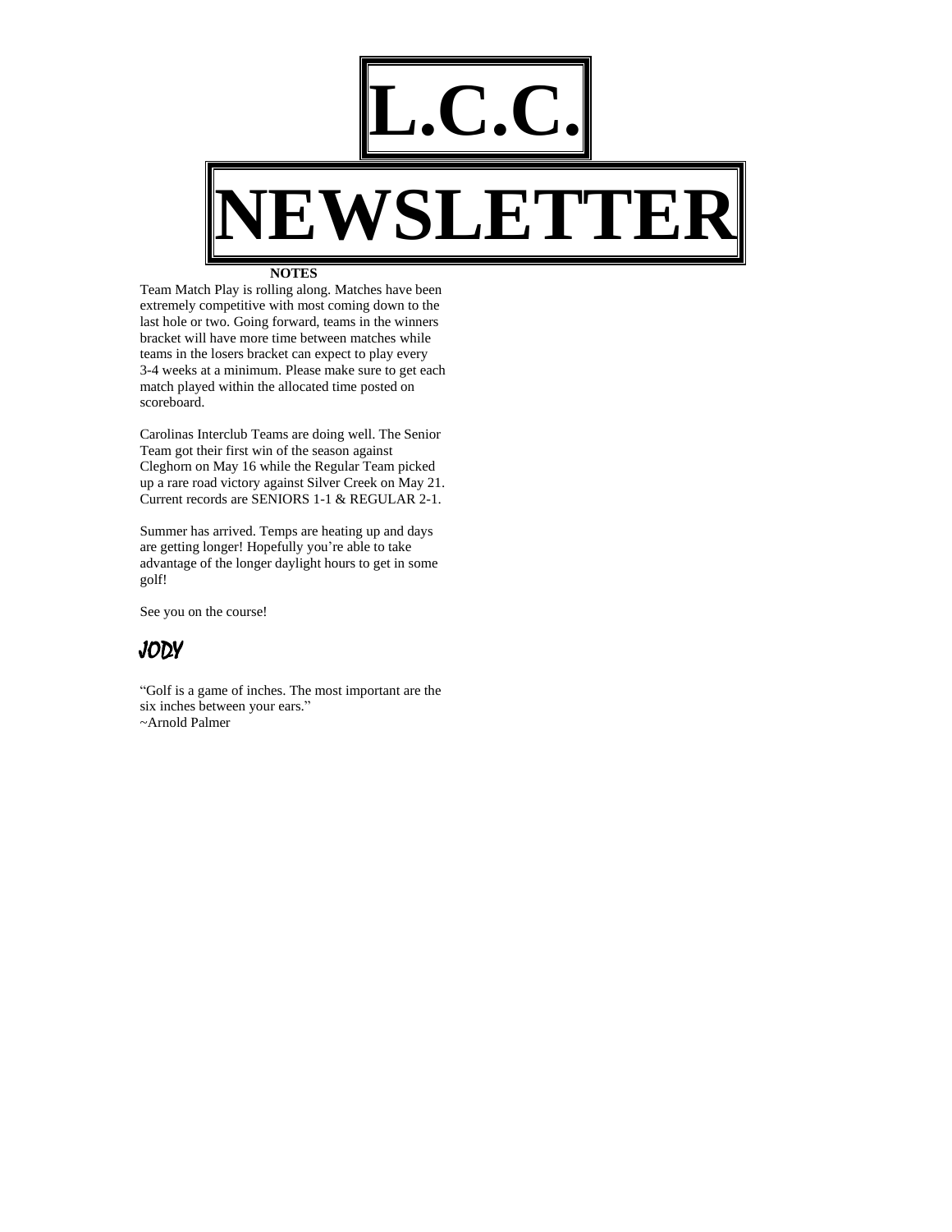# L.C.C.

# NEWSLETTER

**NOTES**

Team Match Play is rolling along. Matches have been extremely competitive with most coming down to the last hole or two. Going forward, teams in the winners bracket will have more time between matches while teams in the losers bracket can expect to play every 3-4 weeks at a minimum. Please make sure to get each match played within the allocated time posted on scoreboard.

Carolinas Interclub Teams are doing well. The Senior Team got their first win of the season against Cleghorn on May 16 while the Regular Team picked up a rare road victory against Silver Creek on May 21. Current records are SENIORS 1-1 & REGULAR 2-1.

Summer has arrived. Temps are heating up and days are getting longer! Hopefully you're able to take advantage of the longer daylight hours to get in some golf!

See you on the course!

JODY

"Golf is a game of inches. The most important are the six inches between your ears."
~Arnold Palmer